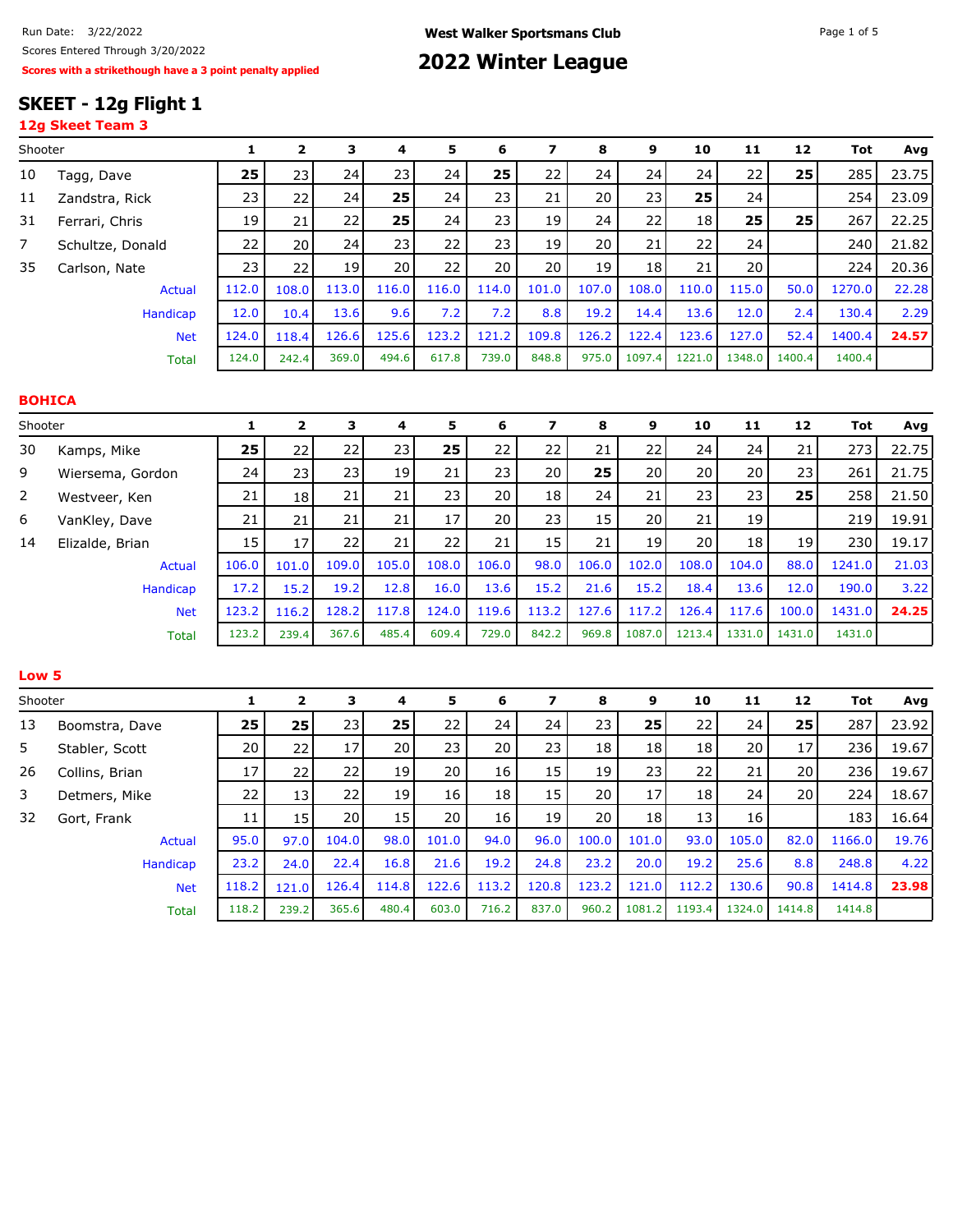Run Date: 3/22/2022

Scores Entered Through 3/20/2022

**Scores with a strikethough have a 3 point penalty applied**

West Walker Sportsmans Club

# 2022 Winter League

## SKEET - 12g Flight 1

### 12g Skeet Team 3

| | Shooter | 1 | 2 | 3 | 4 | 5 | 6 | 7 | 8 | 9 | 10 | 11 | 12 | Tot | Avg |
|---|---|---|---|---|---|---|---|---|---|---|---|---|---|---|---|
| 10 | Tagg, Dave | **25** | 23 | 24 | 23 | 24 | **25** | 22 | 24 | 24 | 24 | 22 | **25** | 285 | 23.75 |
| 11 | Zandstra, Rick | 23 | 22 | 24 | **25** | 24 | 23 | 21 | 20 | 23 | **25** | 24 | | 254 | 23.09 |
| 31 | Ferrari, Chris | 19 | 21 | 22 | **25** | 24 | 23 | 19 | 24 | 22 | 18 | **25** | **25** | 267 | 22.25 |
| 7 | Schultze, Donald | 22 | 20 | 24 | 23 | 22 | 23 | 19 | 20 | 21 | 22 | 24 | | 240 | 21.82 |
| 35 | Carlson, Nate | 23 | 22 | 19 | 20 | 22 | 20 | 20 | 19 | 18 | 21 | 20 | | 224 | 20.36 |
| | Actual | 112.0 | 108.0 | 113.0 | 116.0 | 116.0 | 114.0 | 101.0 | 107.0 | 108.0 | 110.0 | 115.0 | 50.0 | 1270.0 | 22.28 |
| | Handicap | 12.0 | 10.4 | 13.6 | 9.6 | 7.2 | 7.2 | 8.8 | 19.2 | 14.4 | 13.6 | 12.0 | 2.4 | 130.4 | 2.29 |
| | Net | 124.0 | 118.4 | 126.6 | 125.6 | 123.2 | 121.2 | 109.8 | 126.2 | 122.4 | 123.6 | 127.0 | 52.4 | 1400.4 | **24.57** |
| | Total | 124.0 | 242.4 | 369.0 | 494.6 | 617.8 | 739.0 | 848.8 | 975.0 | 1097.4 | 1221.0 | 1348.0 | 1400.4 | 1400.4 | |

### BOHICA

| | Shooter | 1 | 2 | 3 | 4 | 5 | 6 | 7 | 8 | 9 | 10 | 11 | 12 | Tot | Avg |
|---|---|---|---|---|---|---|---|---|---|---|---|---|---|---|---|
| 30 | Kamps, Mike | **25** | 22 | 22 | 23 | **25** | 22 | 22 | 21 | 22 | 24 | 24 | 21 | 273 | 22.75 |
| 9 | Wiersema, Gordon | 24 | 23 | 23 | 19 | 21 | 23 | 20 | **25** | 20 | 20 | 20 | 23 | 261 | 21.75 |
| 2 | Westveer, Ken | 21 | 18 | 21 | 21 | 23 | 20 | 18 | 24 | 21 | 23 | 23 | **25** | 258 | 21.50 |
| 6 | VanKley, Dave | 21 | 21 | 21 | 21 | 17 | 20 | 23 | 15 | 20 | 21 | 19 | | 219 | 19.91 |
| 14 | Elizalde, Brian | 15 | 17 | 22 | 21 | 22 | 21 | 15 | 21 | 19 | 20 | 18 | 19 | 230 | 19.17 |
| | Actual | 106.0 | 101.0 | 109.0 | 105.0 | 108.0 | 106.0 | 98.0 | 106.0 | 102.0 | 108.0 | 104.0 | 88.0 | 1241.0 | 21.03 |
| | Handicap | 17.2 | 15.2 | 19.2 | 12.8 | 16.0 | 13.6 | 15.2 | 21.6 | 15.2 | 18.4 | 13.6 | 12.0 | 190.0 | 3.22 |
| | Net | 123.2 | 116.2 | 128.2 | 117.8 | 124.0 | 119.6 | 113.2 | 127.6 | 117.2 | 126.4 | 117.6 | 100.0 | 1431.0 | **24.25** |
| | Total | 123.2 | 239.4 | 367.6 | 485.4 | 609.4 | 729.0 | 842.2 | 969.8 | 1087.0 | 1213.4 | 1331.0 | 1431.0 | 1431.0 | |

### Low 5

| | Shooter | 1 | 2 | 3 | 4 | 5 | 6 | 7 | 8 | 9 | 10 | 11 | 12 | Tot | Avg |
|---|---|---|---|---|---|---|---|---|---|---|---|---|---|---|---|
| 13 | Boomstra, Dave | **25** | **25** | 23 | **25** | 22 | 24 | 24 | 23 | **25** | 22 | 24 | **25** | 287 | 23.92 |
| 5 | Stabler, Scott | 20 | 22 | 17 | 20 | 23 | 20 | 23 | 18 | 18 | 18 | 20 | 17 | 236 | 19.67 |
| 26 | Collins, Brian | 17 | 22 | 22 | 19 | 20 | 16 | 15 | 19 | 23 | 22 | 21 | 20 | 236 | 19.67 |
| 3 | Detmers, Mike | 22 | 13 | 22 | 19 | 16 | 18 | 15 | 20 | 17 | 18 | 24 | 20 | 224 | 18.67 |
| 32 | Gort, Frank | 11 | 15 | 20 | 15 | 20 | 16 | 19 | 20 | 18 | 13 | 16 | | 183 | 16.64 |
| | Actual | 95.0 | 97.0 | 104.0 | 98.0 | 101.0 | 94.0 | 96.0 | 100.0 | 101.0 | 93.0 | 105.0 | 82.0 | 1166.0 | 19.76 |
| | Handicap | 23.2 | 24.0 | 22.4 | 16.8 | 21.6 | 19.2 | 24.8 | 23.2 | 20.0 | 19.2 | 25.6 | 8.8 | 248.8 | 4.22 |
| | Net | 118.2 | 121.0 | 126.4 | 114.8 | 122.6 | 113.2 | 120.8 | 123.2 | 121.0 | 112.2 | 130.6 | 90.8 | 1414.8 | **23.98** |
| | Total | 118.2 | 239.2 | 365.6 | 480.4 | 603.0 | 716.2 | 837.0 | 960.2 | 1081.2 | 1193.4 | 1324.0 | 1414.8 | 1414.8 | |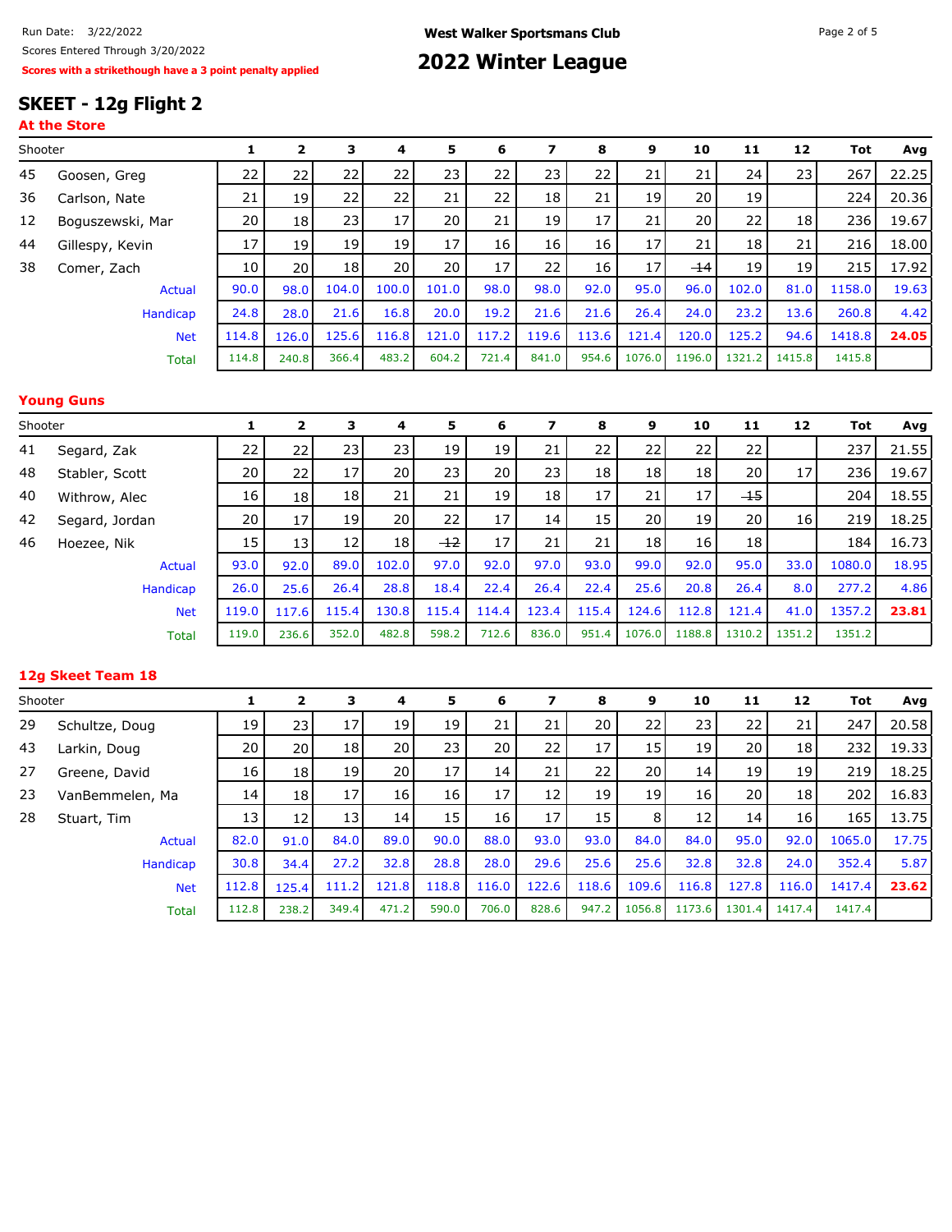Run Date: 3/22/2022
Scores Entered Through 3/20/2022
**Scores with a strikethough have a 3 point penalty applied**

**West Walker Sportsmans Club**

# 2022 Winter League

## SKEET - 12g Flight 2

### At the Store

| | Shooter | 1 | 2 | 3 | 4 | 5 | 6 | 7 | 8 | 9 | 10 | 11 | 12 | Tot | Avg |
|---|---|---|---|---|---|---|---|---|---|---|---|---|---|---|---|
| 45 | Goosen, Greg | 22 | 22 | 22 | 22 | 23 | 22 | 23 | 22 | 21 | 21 | 24 | 23 | 267 | 22.25 |
| 36 | Carlson, Nate | 21 | 19 | 22 | 22 | 21 | 22 | 18 | 21 | 19 | 20 | 19 | | 224 | 20.36 |
| 12 | Boguszewski, Mar | 20 | 18 | 23 | 17 | 20 | 21 | 19 | 17 | 21 | 20 | 22 | 18 | 236 | 19.67 |
| 44 | Gillespy, Kevin | 17 | 19 | 19 | 19 | 17 | 16 | 16 | 16 | 17 | 21 | 18 | 21 | 216 | 18.00 |
| 38 | Comer, Zach | 10 | 20 | 18 | 20 | 20 | 17 | 22 | 16 | 17 | ~~14~~ | 19 | 19 | 215 | 17.92 |
| | Actual | 90.0 | 98.0 | 104.0 | 100.0 | 101.0 | 98.0 | 98.0 | 92.0 | 95.0 | 96.0 | 102.0 | 81.0 | 1158.0 | 19.63 |
| | Handicap | 24.8 | 28.0 | 21.6 | 16.8 | 20.0 | 19.2 | 21.6 | 21.6 | 26.4 | 24.0 | 23.2 | 13.6 | 260.8 | 4.42 |
| | Net | 114.8 | 126.0 | 125.6 | 116.8 | 121.0 | 117.2 | 119.6 | 113.6 | 121.4 | 120.0 | 125.2 | 94.6 | 1418.8 | **24.05** |
| | Total | 114.8 | 240.8 | 366.4 | 483.2 | 604.2 | 721.4 | 841.0 | 954.6 | 1076.0 | 1196.0 | 1321.2 | 1415.8 | 1415.8 | |

### Young Guns

| | Shooter | 1 | 2 | 3 | 4 | 5 | 6 | 7 | 8 | 9 | 10 | 11 | 12 | Tot | Avg |
|---|---|---|---|---|---|---|---|---|---|---|---|---|---|---|---|
| 41 | Segard, Zak | 22 | 22 | 23 | 23 | 19 | 19 | 21 | 22 | 22 | 22 | 22 | | 237 | 21.55 |
| 48 | Stabler, Scott | 20 | 22 | 17 | 20 | 23 | 20 | 23 | 18 | 18 | 18 | 20 | 17 | 236 | 19.67 |
| 40 | Withrow, Alec | 16 | 18 | 18 | 21 | 21 | 19 | 18 | 17 | 21 | 17 | ~~15~~ | | 204 | 18.55 |
| 42 | Segard, Jordan | 20 | 17 | 19 | 20 | 22 | 17 | 14 | 15 | 20 | 19 | 20 | 16 | 219 | 18.25 |
| 46 | Hoezee, Nik | 15 | 13 | 12 | 18 | ~~12~~ | 17 | 21 | 21 | 18 | 16 | 18 | | 184 | 16.73 |
| | Actual | 93.0 | 92.0 | 89.0 | 102.0 | 97.0 | 92.0 | 97.0 | 93.0 | 99.0 | 92.0 | 95.0 | 33.0 | 1080.0 | 18.95 |
| | Handicap | 26.0 | 25.6 | 26.4 | 28.8 | 18.4 | 22.4 | 26.4 | 22.4 | 25.6 | 20.8 | 26.4 | 8.0 | 277.2 | 4.86 |
| | Net | 119.0 | 117.6 | 115.4 | 130.8 | 115.4 | 114.4 | 123.4 | 115.4 | 124.6 | 112.8 | 121.4 | 41.0 | 1357.2 | **23.81** |
| | Total | 119.0 | 236.6 | 352.0 | 482.8 | 598.2 | 712.6 | 836.0 | 951.4 | 1076.0 | 1188.8 | 1310.2 | 1351.2 | 1351.2 | |

### 12g Skeet Team 18

| | Shooter | 1 | 2 | 3 | 4 | 5 | 6 | 7 | 8 | 9 | 10 | 11 | 12 | Tot | Avg |
|---|---|---|---|---|---|---|---|---|---|---|---|---|---|---|---|
| 29 | Schultze, Doug | 19 | 23 | 17 | 19 | 19 | 21 | 21 | 20 | 22 | 23 | 22 | 21 | 247 | 20.58 |
| 43 | Larkin, Doug | 20 | 20 | 18 | 20 | 23 | 20 | 22 | 17 | 15 | 19 | 20 | 18 | 232 | 19.33 |
| 27 | Greene, David | 16 | 18 | 19 | 20 | 17 | 14 | 21 | 22 | 20 | 14 | 19 | 19 | 219 | 18.25 |
| 23 | VanBemmelen, Ma | 14 | 18 | 17 | 16 | 16 | 17 | 12 | 19 | 19 | 16 | 20 | 18 | 202 | 16.83 |
| 28 | Stuart, Tim | 13 | 12 | 13 | 14 | 15 | 16 | 17 | 15 | 8 | 12 | 14 | 16 | 165 | 13.75 |
| | Actual | 82.0 | 91.0 | 84.0 | 89.0 | 90.0 | 88.0 | 93.0 | 93.0 | 84.0 | 84.0 | 95.0 | 92.0 | 1065.0 | 17.75 |
| | Handicap | 30.8 | 34.4 | 27.2 | 32.8 | 28.8 | 28.0 | 29.6 | 25.6 | 25.6 | 32.8 | 32.8 | 24.0 | 352.4 | 5.87 |
| | Net | 112.8 | 125.4 | 111.2 | 121.8 | 118.8 | 116.0 | 122.6 | 118.6 | 109.6 | 116.8 | 127.8 | 116.0 | 1417.4 | **23.62** |
| | Total | 112.8 | 238.2 | 349.4 | 471.2 | 590.0 | 706.0 | 828.6 | 947.2 | 1056.8 | 1173.6 | 1301.4 | 1417.4 | 1417.4 | |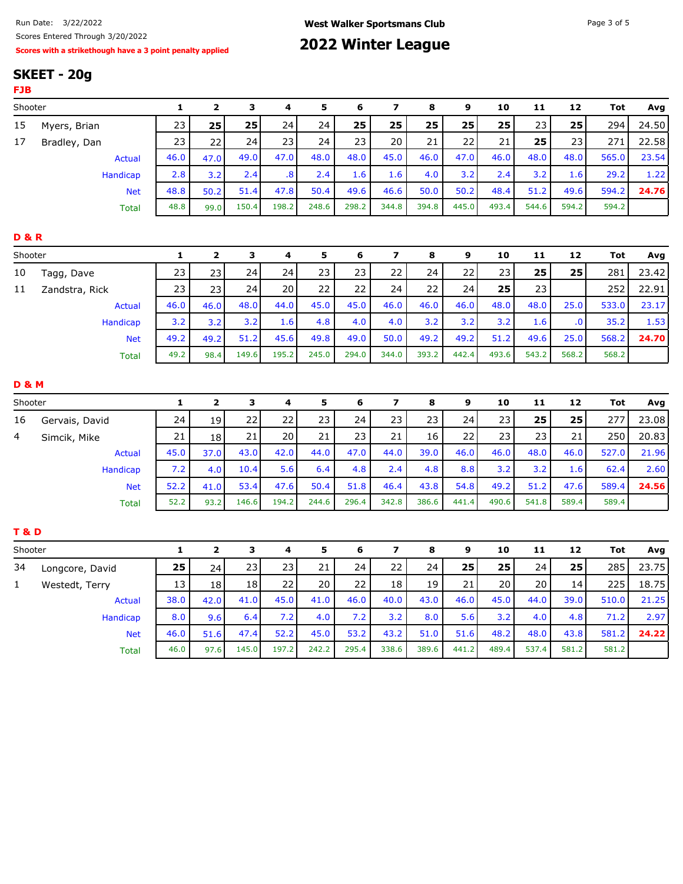Run Date: 3/22/2022

Scores Entered Through 3/20/2022

**Scores with a strikethough have a 3 point penalty applied**

**West Walker Sportsmans Club**

# 2022 Winter League

## SKEET - 20g

### FJB

| | Shooter | 1 | 2 | 3 | 4 | 5 | 6 | 7 | 8 | 9 | 10 | 11 | 12 | Tot | Avg |
|---|---|---|---|---|---|---|---|---|---|---|---|---|---|---|---|
| 15 | Myers, Brian | 23 | **25** | **25** | 24 | 24 | **25** | **25** | **25** | **25** | **25** | 23 | **25** | 294 | 24.50 |
| 17 | Bradley, Dan | 23 | 22 | 24 | 23 | 24 | 23 | 20 | 21 | 22 | 21 | **25** | 23 | 271 | 22.58 |
| | Actual | 46.0 | 47.0 | 49.0 | 47.0 | 48.0 | 48.0 | 45.0 | 46.0 | 47.0 | 46.0 | 48.0 | 48.0 | 565.0 | 23.54 |
| | Handicap | 2.8 | 3.2 | 2.4 | .8 | 2.4 | 1.6 | 1.6 | 4.0 | 3.2 | 2.4 | 3.2 | 1.6 | 29.2 | 1.22 |
| | Net | 48.8 | 50.2 | 51.4 | 47.8 | 50.4 | 49.6 | 46.6 | 50.0 | 50.2 | 48.4 | 51.2 | 49.6 | 594.2 | **24.76** |
| | Total | 48.8 | 99.0 | 150.4 | 198.2 | 248.6 | 298.2 | 344.8 | 394.8 | 445.0 | 493.4 | 544.6 | 594.2 | 594.2 | |

### D & R

| | Shooter | 1 | 2 | 3 | 4 | 5 | 6 | 7 | 8 | 9 | 10 | 11 | 12 | Tot | Avg |
|---|---|---|---|---|---|---|---|---|---|---|---|---|---|---|---|
| 10 | Tagg, Dave | 23 | 23 | 24 | 24 | 23 | 23 | 22 | 24 | 22 | 23 | **25** | **25** | 281 | 23.42 |
| 11 | Zandstra, Rick | 23 | 23 | 24 | 20 | 22 | 22 | 24 | 22 | 24 | **25** | 23 | | 252 | 22.91 |
| | Actual | 46.0 | 46.0 | 48.0 | 44.0 | 45.0 | 45.0 | 46.0 | 46.0 | 46.0 | 48.0 | 48.0 | 25.0 | 533.0 | 23.17 |
| | Handicap | 3.2 | 3.2 | 3.2 | 1.6 | 4.8 | 4.0 | 4.0 | 3.2 | 3.2 | 3.2 | 1.6 | .0 | 35.2 | 1.53 |
| | Net | 49.2 | 49.2 | 51.2 | 45.6 | 49.8 | 49.0 | 50.0 | 49.2 | 49.2 | 51.2 | 49.6 | 25.0 | 568.2 | **24.70** |
| | Total | 49.2 | 98.4 | 149.6 | 195.2 | 245.0 | 294.0 | 344.0 | 393.2 | 442.4 | 493.6 | 543.2 | 568.2 | 568.2 | |

### D & M

| | Shooter | 1 | 2 | 3 | 4 | 5 | 6 | 7 | 8 | 9 | 10 | 11 | 12 | Tot | Avg |
|---|---|---|---|---|---|---|---|---|---|---|---|---|---|---|---|
| 16 | Gervais, David | 24 | 19 | 22 | 22 | 23 | 24 | 23 | 23 | 24 | 23 | **25** | **25** | 277 | 23.08 |
| 4 | Simcik, Mike | 21 | 18 | 21 | 20 | 21 | 23 | 21 | 16 | 22 | 23 | 23 | 21 | 250 | 20.83 |
| | Actual | 45.0 | 37.0 | 43.0 | 42.0 | 44.0 | 47.0 | 44.0 | 39.0 | 46.0 | 46.0 | 48.0 | 46.0 | 527.0 | 21.96 |
| | Handicap | 7.2 | 4.0 | 10.4 | 5.6 | 6.4 | 4.8 | 2.4 | 4.8 | 8.8 | 3.2 | 3.2 | 1.6 | 62.4 | 2.60 |
| | Net | 52.2 | 41.0 | 53.4 | 47.6 | 50.4 | 51.8 | 46.4 | 43.8 | 54.8 | 49.2 | 51.2 | 47.6 | 589.4 | **24.56** |
| | Total | 52.2 | 93.2 | 146.6 | 194.2 | 244.6 | 296.4 | 342.8 | 386.6 | 441.4 | 490.6 | 541.8 | 589.4 | 589.4 | |

### T & D

| | Shooter | 1 | 2 | 3 | 4 | 5 | 6 | 7 | 8 | 9 | 10 | 11 | 12 | Tot | Avg |
|---|---|---|---|---|---|---|---|---|---|---|---|---|---|---|---|
| 34 | Longcore, David | **25** | 24 | 23 | 23 | 21 | 24 | 22 | 24 | **25** | **25** | 24 | **25** | 285 | 23.75 |
| 1 | Westedt, Terry | 13 | 18 | 18 | 22 | 20 | 22 | 18 | 19 | 21 | 20 | 20 | 14 | 225 | 18.75 |
| | Actual | 38.0 | 42.0 | 41.0 | 45.0 | 41.0 | 46.0 | 40.0 | 43.0 | 46.0 | 45.0 | 44.0 | 39.0 | 510.0 | 21.25 |
| | Handicap | 8.0 | 9.6 | 6.4 | 7.2 | 4.0 | 7.2 | 3.2 | 8.0 | 5.6 | 3.2 | 4.0 | 4.8 | 71.2 | 2.97 |
| | Net | 46.0 | 51.6 | 47.4 | 52.2 | 45.0 | 53.2 | 43.2 | 51.0 | 51.6 | 48.2 | 48.0 | 43.8 | 581.2 | **24.22** |
| | Total | 46.0 | 97.6 | 145.0 | 197.2 | 242.2 | 295.4 | 338.6 | 389.6 | 441.2 | 489.4 | 537.4 | 581.2 | 581.2 | |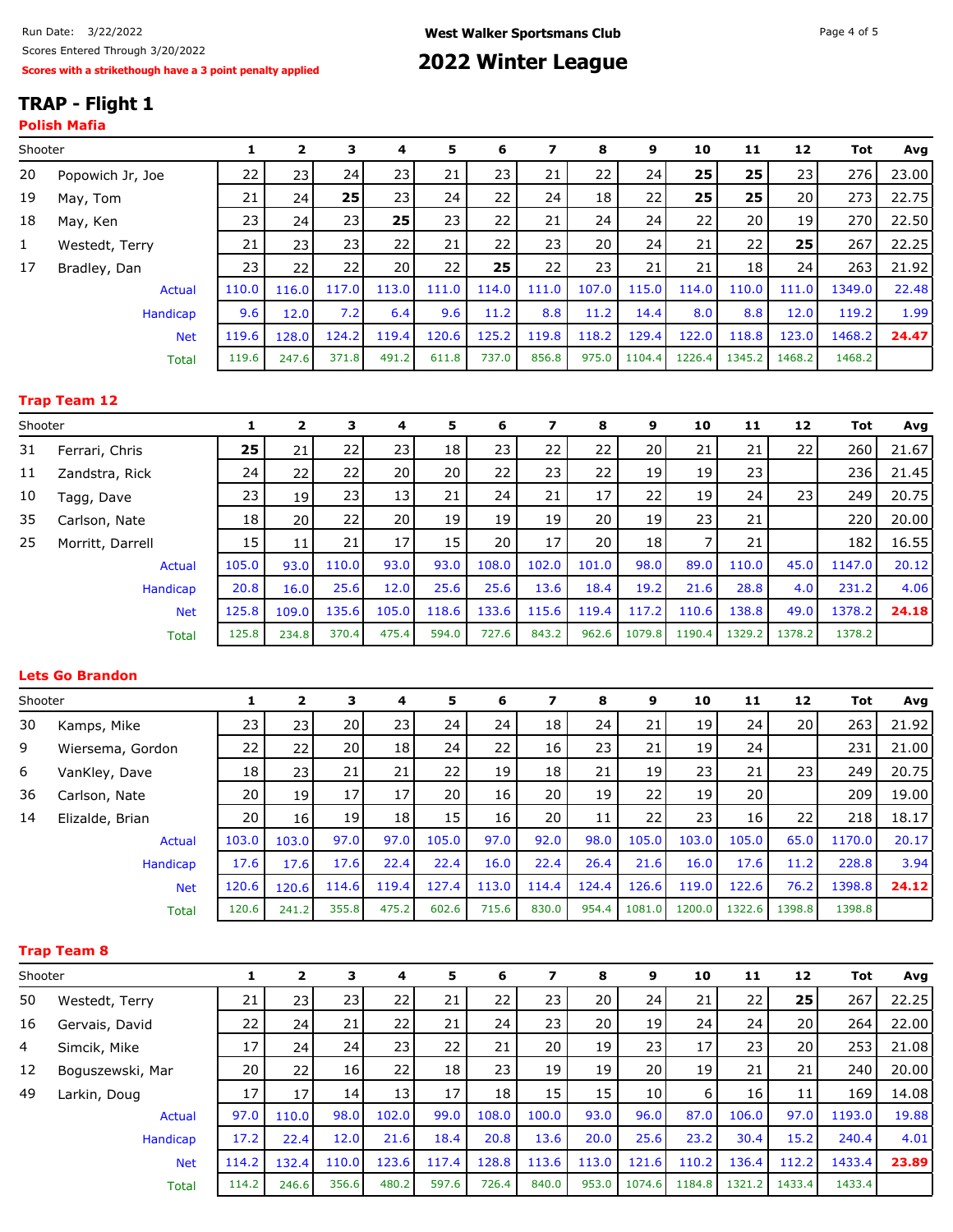Run Date: 3/22/2022

Scores Entered Through 3/20/2022

**Scores with a strikethough have a 3 point penalty applied**

**West Walker Sportsmans Club**

# 2022 Winter League

## TRAP - Flight 1

### Polish Mafia

| | Shooter | 1 | 2 | 3 | 4 | 5 | 6 | 7 | 8 | 9 | 10 | 11 | 12 | Tot | Avg |
|---|---|---|---|---|---|---|---|---|---|---|---|---|---|---|---|
| 20 | Popowich Jr, Joe | 22 | 23 | 24 | 23 | 21 | 23 | 21 | 22 | 24 | **25** | **25** | 23 | 276 | 23.00 |
| 19 | May, Tom | 21 | 24 | **25** | 23 | 24 | 22 | 24 | 18 | 22 | **25** | **25** | 20 | 273 | 22.75 |
| 18 | May, Ken | 23 | 24 | 23 | **25** | 23 | 22 | 21 | 24 | 24 | 22 | 20 | 19 | 270 | 22.50 |
| 1 | Westedt, Terry | 21 | 23 | 23 | 22 | 21 | 22 | 23 | 20 | 24 | 21 | 22 | **25** | 267 | 22.25 |
| 17 | Bradley, Dan | 23 | 22 | 22 | 20 | 22 | **25** | 22 | 23 | 21 | 21 | 18 | 24 | 263 | 21.92 |
| | Actual | 110.0 | 116.0 | 117.0 | 113.0 | 111.0 | 114.0 | 111.0 | 107.0 | 115.0 | 114.0 | 110.0 | 111.0 | 1349.0 | 22.48 |
| | Handicap | 9.6 | 12.0 | 7.2 | 6.4 | 9.6 | 11.2 | 8.8 | 11.2 | 14.4 | 8.0 | 8.8 | 12.0 | 119.2 | 1.99 |
| | Net | 119.6 | 128.0 | 124.2 | 119.4 | 120.6 | 125.2 | 119.8 | 118.2 | 129.4 | 122.0 | 118.8 | 123.0 | 1468.2 | **24.47** |
| | Total | 119.6 | 247.6 | 371.8 | 491.2 | 611.8 | 737.0 | 856.8 | 975.0 | 1104.4 | 1226.4 | 1345.2 | 1468.2 | 1468.2 | |

### Trap Team 12

| | Shooter | 1 | 2 | 3 | 4 | 5 | 6 | 7 | 8 | 9 | 10 | 11 | 12 | Tot | Avg |
|---|---|---|---|---|---|---|---|---|---|---|---|---|---|---|---|
| 31 | Ferrari, Chris | **25** | 21 | 22 | 23 | 18 | 23 | 22 | 22 | 20 | 21 | 21 | 22 | 260 | 21.67 |
| 11 | Zandstra, Rick | 24 | 22 | 22 | 20 | 20 | 22 | 23 | 22 | 19 | 19 | 23 | | 236 | 21.45 |
| 10 | Tagg, Dave | 23 | 19 | 23 | 13 | 21 | 24 | 21 | 17 | 22 | 19 | 24 | 23 | 249 | 20.75 |
| 35 | Carlson, Nate | 18 | 20 | 22 | 20 | 19 | 19 | 19 | 20 | 19 | 23 | 21 | | 220 | 20.00 |
| 25 | Morritt, Darrell | 15 | 11 | 21 | 17 | 15 | 20 | 17 | 20 | 18 | 7 | 21 | | 182 | 16.55 |
| | Actual | 105.0 | 93.0 | 110.0 | 93.0 | 93.0 | 108.0 | 102.0 | 101.0 | 98.0 | 89.0 | 110.0 | 45.0 | 1147.0 | 20.12 |
| | Handicap | 20.8 | 16.0 | 25.6 | 12.0 | 25.6 | 25.6 | 13.6 | 18.4 | 19.2 | 21.6 | 28.8 | 4.0 | 231.2 | 4.06 |
| | Net | 125.8 | 109.0 | 135.6 | 105.0 | 118.6 | 133.6 | 115.6 | 119.4 | 117.2 | 110.6 | 138.8 | 49.0 | 1378.2 | **24.18** |
| | Total | 125.8 | 234.8 | 370.4 | 475.4 | 594.0 | 727.6 | 843.2 | 962.6 | 1079.8 | 1190.4 | 1329.2 | 1378.2 | 1378.2 | |

### Lets Go Brandon

| | Shooter | 1 | 2 | 3 | 4 | 5 | 6 | 7 | 8 | 9 | 10 | 11 | 12 | Tot | Avg |
|---|---|---|---|---|---|---|---|---|---|---|---|---|---|---|---|
| 30 | Kamps, Mike | 23 | 23 | 20 | 23 | 24 | 24 | 18 | 24 | 21 | 19 | 24 | 20 | 263 | 21.92 |
| 9 | Wiersema, Gordon | 22 | 22 | 20 | 18 | 24 | 22 | 16 | 23 | 21 | 19 | 24 | | 231 | 21.00 |
| 6 | VanKley, Dave | 18 | 23 | 21 | 21 | 22 | 19 | 18 | 21 | 19 | 23 | 21 | 23 | 249 | 20.75 |
| 36 | Carlson, Nate | 20 | 19 | 17 | 17 | 20 | 16 | 20 | 19 | 22 | 19 | 20 | | 209 | 19.00 |
| 14 | Elizalde, Brian | 20 | 16 | 19 | 18 | 15 | 16 | 20 | 11 | 22 | 23 | 16 | 22 | 218 | 18.17 |
| | Actual | 103.0 | 103.0 | 97.0 | 97.0 | 105.0 | 97.0 | 92.0 | 98.0 | 105.0 | 103.0 | 105.0 | 65.0 | 1170.0 | 20.17 |
| | Handicap | 17.6 | 17.6 | 17.6 | 22.4 | 22.4 | 16.0 | 22.4 | 26.4 | 21.6 | 16.0 | 17.6 | 11.2 | 228.8 | 3.94 |
| | Net | 120.6 | 120.6 | 114.6 | 119.4 | 127.4 | 113.0 | 114.4 | 124.4 | 126.6 | 119.0 | 122.6 | 76.2 | 1398.8 | **24.12** |
| | Total | 120.6 | 241.2 | 355.8 | 475.2 | 602.6 | 715.6 | 830.0 | 954.4 | 1081.0 | 1200.0 | 1322.6 | 1398.8 | 1398.8 | |

### Trap Team 8

| | Shooter | 1 | 2 | 3 | 4 | 5 | 6 | 7 | 8 | 9 | 10 | 11 | 12 | Tot | Avg |
|---|---|---|---|---|---|---|---|---|---|---|---|---|---|---|---|
| 50 | Westedt, Terry | 21 | 23 | 23 | 22 | 21 | 22 | 23 | 20 | 24 | 21 | 22 | **25** | 267 | 22.25 |
| 16 | Gervais, David | 22 | 24 | 21 | 22 | 21 | 24 | 23 | 20 | 19 | 24 | 24 | 20 | 264 | 22.00 |
| 4 | Simcik, Mike | 17 | 24 | 24 | 23 | 22 | 21 | 20 | 19 | 23 | 17 | 23 | 20 | 253 | 21.08 |
| 12 | Boguszewski, Mar | 20 | 22 | 16 | 22 | 18 | 23 | 19 | 19 | 20 | 19 | 21 | 21 | 240 | 20.00 |
| 49 | Larkin, Doug | 17 | 17 | 14 | 13 | 17 | 18 | 15 | 15 | 10 | 6 | 16 | 11 | 169 | 14.08 |
| | Actual | 97.0 | 110.0 | 98.0 | 102.0 | 99.0 | 108.0 | 100.0 | 93.0 | 96.0 | 87.0 | 106.0 | 97.0 | 1193.0 | 19.88 |
| | Handicap | 17.2 | 22.4 | 12.0 | 21.6 | 18.4 | 20.8 | 13.6 | 20.0 | 25.6 | 23.2 | 30.4 | 15.2 | 240.4 | 4.01 |
| | Net | 114.2 | 132.4 | 110.0 | 123.6 | 117.4 | 128.8 | 113.6 | 113.0 | 121.6 | 110.2 | 136.4 | 112.2 | 1433.4 | **23.89** |
| | Total | 114.2 | 246.6 | 356.6 | 480.2 | 597.6 | 726.4 | 840.0 | 953.0 | 1074.6 | 1184.8 | 1321.2 | 1433.4 | 1433.4 | |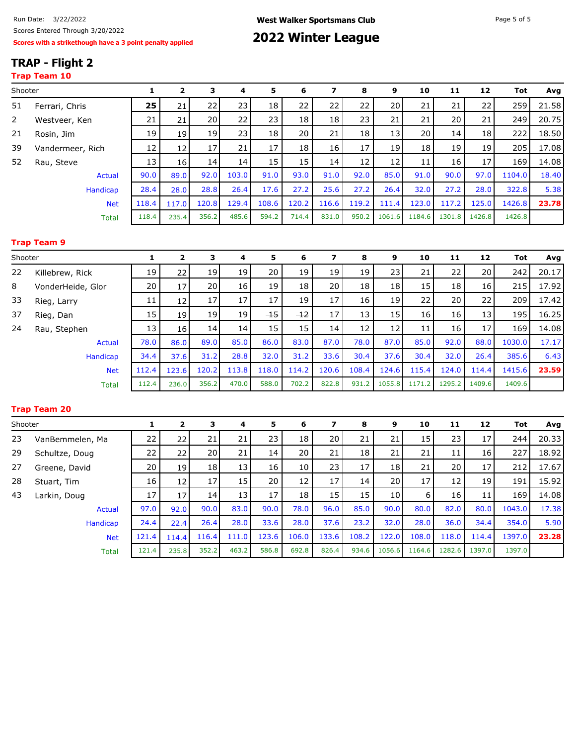Run Date: 3/22/2022

Scores Entered Through 3/20/2022

**Scores with a strikethough have a 3 point penalty applied**

West Walker Sportsmans Club

# 2022 Winter League

## TRAP - Flight 2

### Trap Team 10

| | Shooter | 1 | 2 | 3 | 4 | 5 | 6 | 7 | 8 | 9 | 10 | 11 | 12 | Tot | Avg |
|---|---|---|---|---|---|---|---|---|---|---|---|---|---|---|---|
| 51 | Ferrari, Chris | **25** | 21 | 22 | 23 | 18 | 22 | 22 | 22 | 20 | 21 | 21 | 22 | 259 | 21.58 |
| 2 | Westveer, Ken | 21 | 21 | 20 | 22 | 23 | 18 | 18 | 23 | 21 | 21 | 20 | 21 | 249 | 20.75 |
| 21 | Rosin, Jim | 19 | 19 | 19 | 23 | 18 | 20 | 21 | 18 | 13 | 20 | 14 | 18 | 222 | 18.50 |
| 39 | Vandermeer, Rich | 12 | 12 | 17 | 21 | 17 | 18 | 16 | 17 | 19 | 18 | 19 | 19 | 205 | 17.08 |
| 52 | Rau, Steve | 13 | 16 | 14 | 14 | 15 | 15 | 14 | 12 | 12 | 11 | 16 | 17 | 169 | 14.08 |
| | Actual | 90.0 | 89.0 | 92.0 | 103.0 | 91.0 | 93.0 | 91.0 | 92.0 | 85.0 | 91.0 | 90.0 | 97.0 | 1104.0 | 18.40 |
| | Handicap | 28.4 | 28.0 | 28.8 | 26.4 | 17.6 | 27.2 | 25.6 | 27.2 | 26.4 | 32.0 | 27.2 | 28.0 | 322.8 | 5.38 |
| | Net | 118.4 | 117.0 | 120.8 | 129.4 | 108.6 | 120.2 | 116.6 | 119.2 | 111.4 | 123.0 | 117.2 | 125.0 | 1426.8 | **23.78** |
| | Total | 118.4 | 235.4 | 356.2 | 485.6 | 594.2 | 714.4 | 831.0 | 950.2 | 1061.6 | 1184.6 | 1301.8 | 1426.8 | 1426.8 | |

### Trap Team 9

| | Shooter | 1 | 2 | 3 | 4 | 5 | 6 | 7 | 8 | 9 | 10 | 11 | 12 | Tot | Avg |
|---|---|---|---|---|---|---|---|---|---|---|---|---|---|---|---|
| 22 | Killebrew, Rick | 19 | 22 | 19 | 19 | 20 | 19 | 19 | 19 | 23 | 21 | 22 | 20 | 242 | 20.17 |
| 8 | VonderHeide, Glor | 20 | 17 | 20 | 16 | 19 | 18 | 20 | 18 | 18 | 15 | 18 | 16 | 215 | 17.92 |
| 33 | Rieg, Larry | 11 | 12 | 17 | 17 | 17 | 19 | 17 | 16 | 19 | 22 | 20 | 22 | 209 | 17.42 |
| 37 | Rieg, Dan | 15 | 19 | 19 | 19 | ~~15~~ | ~~12~~ | 17 | 13 | 15 | 16 | 16 | 13 | 195 | 16.25 |
| 24 | Rau, Stephen | 13 | 16 | 14 | 14 | 15 | 15 | 14 | 12 | 12 | 11 | 16 | 17 | 169 | 14.08 |
| | Actual | 78.0 | 86.0 | 89.0 | 85.0 | 86.0 | 83.0 | 87.0 | 78.0 | 87.0 | 85.0 | 92.0 | 88.0 | 1030.0 | 17.17 |
| | Handicap | 34.4 | 37.6 | 31.2 | 28.8 | 32.0 | 31.2 | 33.6 | 30.4 | 37.6 | 30.4 | 32.0 | 26.4 | 385.6 | 6.43 |
| | Net | 112.4 | 123.6 | 120.2 | 113.8 | 118.0 | 114.2 | 120.6 | 108.4 | 124.6 | 115.4 | 124.0 | 114.4 | 1415.6 | **23.59** |
| | Total | 112.4 | 236.0 | 356.2 | 470.0 | 588.0 | 702.2 | 822.8 | 931.2 | 1055.8 | 1171.2 | 1295.2 | 1409.6 | 1409.6 | |

### Trap Team 20

| | Shooter | 1 | 2 | 3 | 4 | 5 | 6 | 7 | 8 | 9 | 10 | 11 | 12 | Tot | Avg |
|---|---|---|---|---|---|---|---|---|---|---|---|---|---|---|---|
| 23 | VanBemmelen, Ma | 22 | 22 | 21 | 21 | 23 | 18 | 20 | 21 | 21 | 15 | 23 | 17 | 244 | 20.33 |
| 29 | Schultze, Doug | 22 | 22 | 20 | 21 | 14 | 20 | 21 | 18 | 21 | 21 | 11 | 16 | 227 | 18.92 |
| 27 | Greene, David | 20 | 19 | 18 | 13 | 16 | 10 | 23 | 17 | 18 | 21 | 20 | 17 | 212 | 17.67 |
| 28 | Stuart, Tim | 16 | 12 | 17 | 15 | 20 | 12 | 17 | 14 | 20 | 17 | 12 | 19 | 191 | 15.92 |
| 43 | Larkin, Doug | 17 | 17 | 14 | 13 | 17 | 18 | 15 | 15 | 10 | 6 | 16 | 11 | 169 | 14.08 |
| | Actual | 97.0 | 92.0 | 90.0 | 83.0 | 90.0 | 78.0 | 96.0 | 85.0 | 90.0 | 80.0 | 82.0 | 80.0 | 1043.0 | 17.38 |
| | Handicap | 24.4 | 22.4 | 26.4 | 28.0 | 33.6 | 28.0 | 37.6 | 23.2 | 32.0 | 28.0 | 36.0 | 34.4 | 354.0 | 5.90 |
| | Net | 121.4 | 114.4 | 116.4 | 111.0 | 123.6 | 106.0 | 133.6 | 108.2 | 122.0 | 108.0 | 118.0 | 114.4 | 1397.0 | **23.28** |
| | Total | 121.4 | 235.8 | 352.2 | 463.2 | 586.8 | 692.8 | 826.4 | 934.6 | 1056.6 | 1164.6 | 1282.6 | 1397.0 | 1397.0 | |